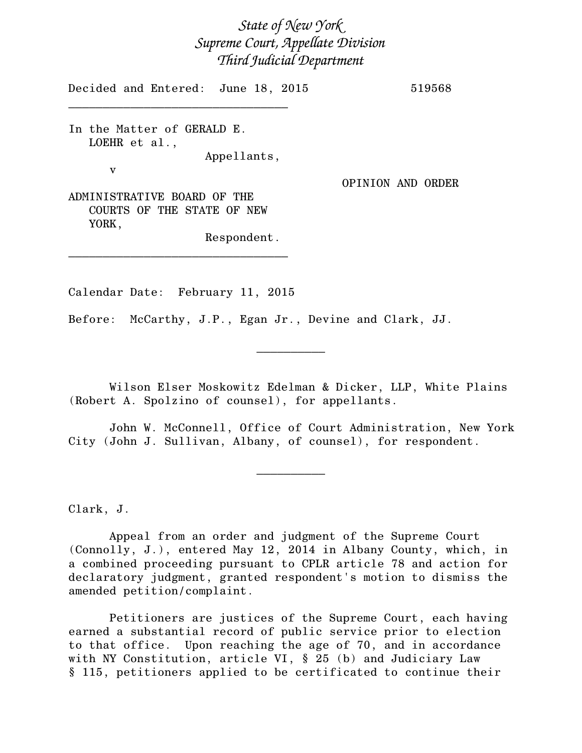*State of New York*
*Supreme Court, Appellate Division*
*Third Judicial Department*

Decided and Entered: June 18, 2015 519568

---

In the Matter of GERALD E. LOEHR et al.,
Appellants,

v

OPINION AND ORDER

ADMINISTRATIVE BOARD OF THE COURTS OF THE STATE OF NEW YORK,
Respondent.

---

Calendar Date: February 11, 2015

Before: McCarthy, J.P., Egan Jr., Devine and Clark, JJ.

---

Wilson Elser Moskowitz Edelman & Dicker, LLP, White Plains (Robert A. Spolzino of counsel), for appellants.

John W. McConnell, Office of Court Administration, New York City (John J. Sullivan, Albany, of counsel), for respondent.

---

Clark, J.

Appeal from an order and judgment of the Supreme Court (Connolly, J.), entered May 12, 2014 in Albany County, which, in a combined proceeding pursuant to CPLR article 78 and action for declaratory judgment, granted respondent's motion to dismiss the amended petition/complaint.

Petitioners are justices of the Supreme Court, each having earned a substantial record of public service prior to election to that office. Upon reaching the age of 70, and in accordance with NY Constitution, article VI, § 25 (b) and Judiciary Law § 115, petitioners applied to be certificated to continue their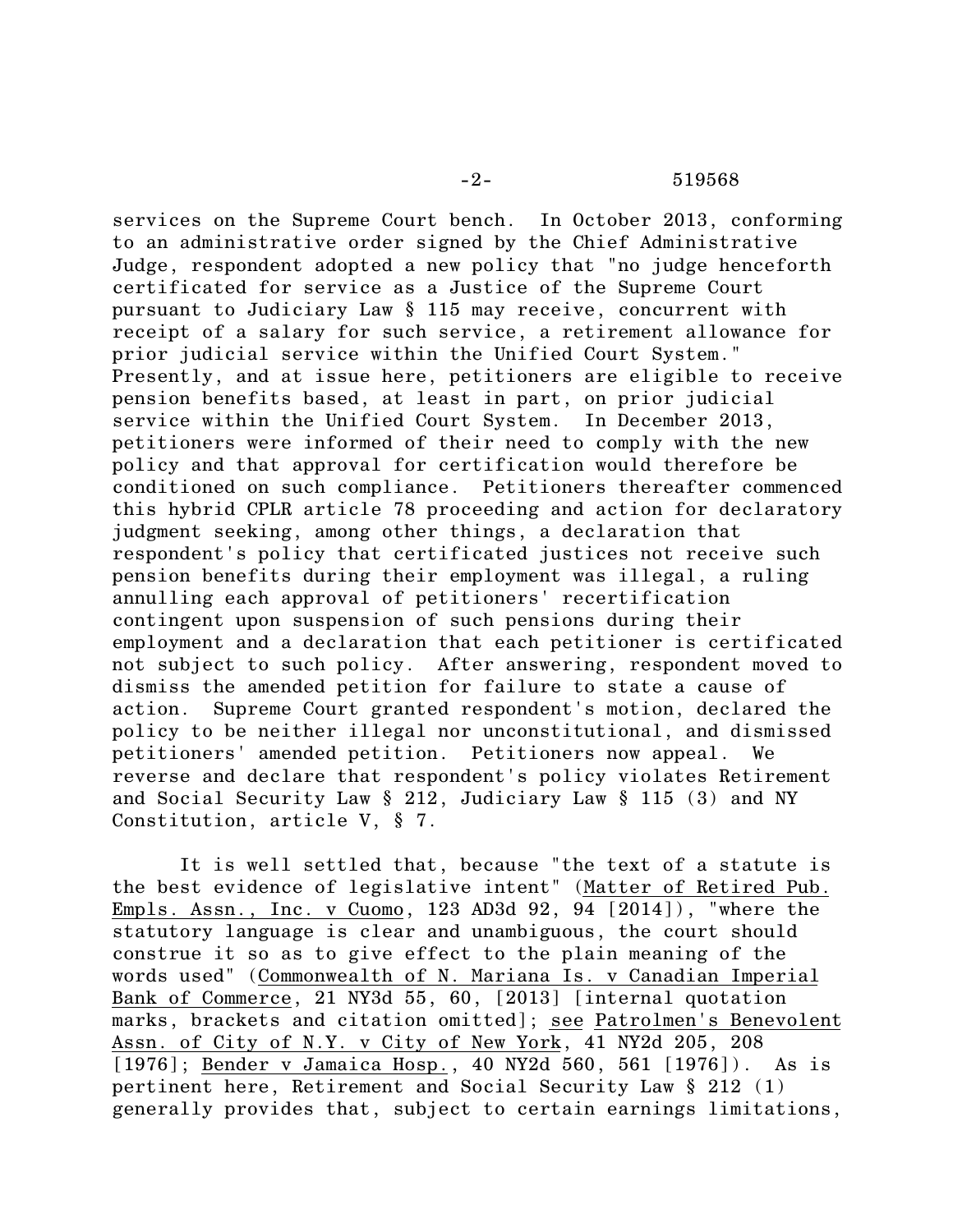services on the Supreme Court bench. In October 2013, conforming to an administrative order signed by the Chief Administrative Judge, respondent adopted a new policy that "no judge henceforth certificated for service as a Justice of the Supreme Court pursuant to Judiciary Law § 115 may receive, concurrent with receipt of a salary for such service, a retirement allowance for prior judicial service within the Unified Court System." Presently, and at issue here, petitioners are eligible to receive pension benefits based, at least in part, on prior judicial service within the Unified Court System. In December 2013, petitioners were informed of their need to comply with the new policy and that approval for certification would therefore be conditioned on such compliance. Petitioners thereafter commenced this hybrid CPLR article 78 proceeding and action for declaratory judgment seeking, among other things, a declaration that respondent's policy that certificated justices not receive such pension benefits during their employment was illegal, a ruling annulling each approval of petitioners' recertification contingent upon suspension of such pensions during their employment and a declaration that each petitioner is certificated not subject to such policy. After answering, respondent moved to dismiss the amended petition for failure to state a cause of action. Supreme Court granted respondent's motion, declared the policy to be neither illegal nor unconstitutional, and dismissed petitioners' amended petition. Petitioners now appeal. We reverse and declare that respondent's policy violates Retirement and Social Security Law § 212, Judiciary Law § 115 (3) and NY Constitution, article V, § 7.

It is well settled that, because "the text of a statute is the best evidence of legislative intent" (Matter of Retired Pub. Empls. Assn., Inc. v Cuomo, 123 AD3d 92, 94 [2014]), "where the statutory language is clear and unambiguous, the court should construe it so as to give effect to the plain meaning of the words used" (Commonwealth of N. Mariana Is. v Canadian Imperial Bank of Commerce, 21 NY3d 55, 60, [2013] [internal quotation marks, brackets and citation omitted]; see Patrolmen's Benevolent Assn. of City of N.Y. v City of New York, 41 NY2d 205, 208 [1976]; Bender v Jamaica Hosp., 40 NY2d 560, 561 [1976]). As is pertinent here, Retirement and Social Security Law § 212 (1) generally provides that, subject to certain earnings limitations,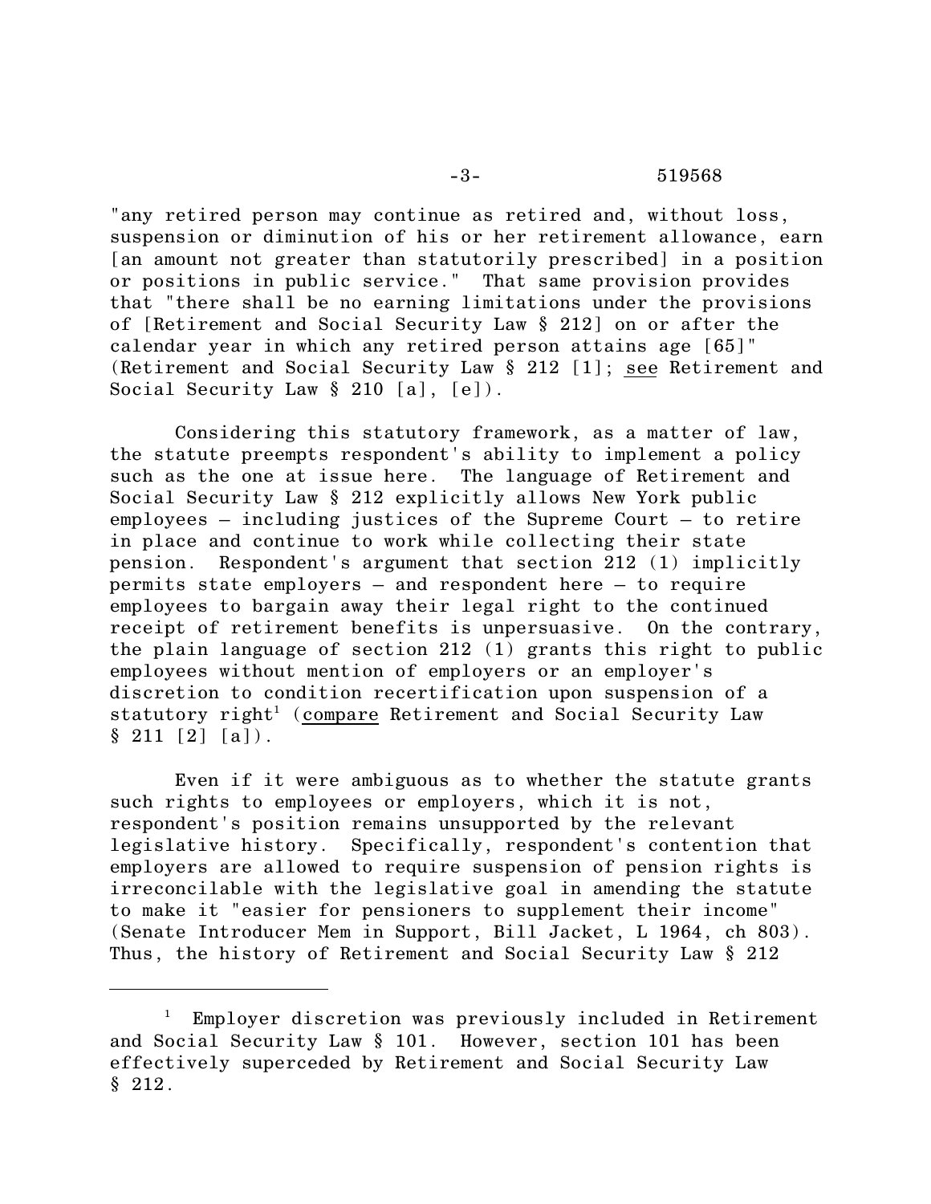"any retired person may continue as retired and, without loss, suspension or diminution of his or her retirement allowance, earn [an amount not greater than statutorily prescribed] in a position or positions in public service." That same provision provides that "there shall be no earning limitations under the provisions of [Retirement and Social Security Law § 212] on or after the calendar year in which any retired person attains age [65]" (Retirement and Social Security Law § 212 [1]; see Retirement and Social Security Law § 210 [a], [e]).

Considering this statutory framework, as a matter of law, the statute preempts respondent's ability to implement a policy such as the one at issue here. The language of Retirement and Social Security Law § 212 explicitly allows New York public employees – including justices of the Supreme Court – to retire in place and continue to work while collecting their state pension. Respondent's argument that section 212 (1) implicitly permits state employers – and respondent here – to require employees to bargain away their legal right to the continued receipt of retirement benefits is unpersuasive. On the contrary, the plain language of section 212 (1) grants this right to public employees without mention of employers or an employer's discretion to condition recertification upon suspension of a statutory right[1] (compare Retirement and Social Security Law § 211 [2] [a]).

Even if it were ambiguous as to whether the statute grants such rights to employees or employers, which it is not, respondent's position remains unsupported by the relevant legislative history. Specifically, respondent's contention that employers are allowed to require suspension of pension rights is irreconcilable with the legislative goal in amending the statute to make it "easier for pensioners to supplement their income" (Senate Introducer Mem in Support, Bill Jacket, L 1964, ch 803). Thus, the history of Retirement and Social Security Law § 212

---

[1] Employer discretion was previously included in Retirement and Social Security Law § 101. However, section 101 has been effectively superceded by Retirement and Social Security Law § 212.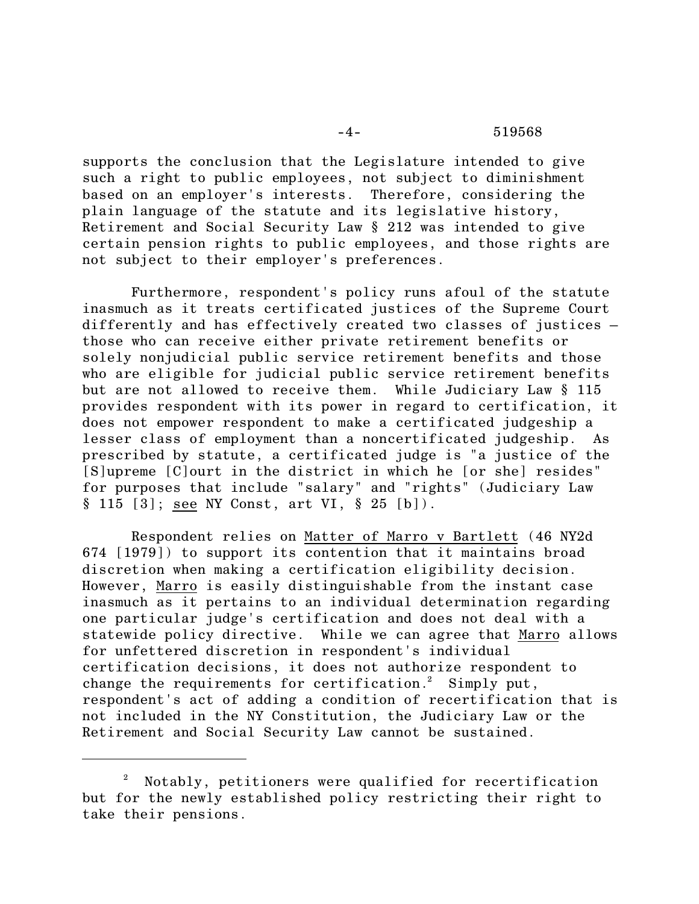supports the conclusion that the Legislature intended to give such a right to public employees, not subject to diminishment based on an employer's interests. Therefore, considering the plain language of the statute and its legislative history, Retirement and Social Security Law § 212 was intended to give certain pension rights to public employees, and those rights are not subject to their employer's preferences.

Furthermore, respondent's policy runs afoul of the statute inasmuch as it treats certificated justices of the Supreme Court differently and has effectively created two classes of justices – those who can receive either private retirement benefits or solely nonjudicial public service retirement benefits and those who are eligible for judicial public service retirement benefits but are not allowed to receive them. While Judiciary Law § 115 provides respondent with its power in regard to certification, it does not empower respondent to make a certificated judgeship a lesser class of employment than a noncertificated judgeship. As prescribed by statute, a certificated judge is "a justice of the [S]upreme [C]ourt in the district in which he [or she] resides" for purposes that include "salary" and "rights" (Judiciary Law § 115 [3]; see NY Const, art VI, § 25 [b]).

Respondent relies on Matter of Marro v Bartlett (46 NY2d 674 [1979]) to support its contention that it maintains broad discretion when making a certification eligibility decision. However, Marro is easily distinguishable from the instant case inasmuch as it pertains to an individual determination regarding one particular judge's certification and does not deal with a statewide policy directive. While we can agree that Marro allows for unfettered discretion in respondent's individual certification decisions, it does not authorize respondent to change the requirements for certification.[2] Simply put, respondent's act of adding a condition of recertification that is not included in the NY Constitution, the Judiciary Law or the Retirement and Social Security Law cannot be sustained.

---

[2] Notably, petitioners were qualified for recertification but for the newly established policy restricting their right to take their pensions.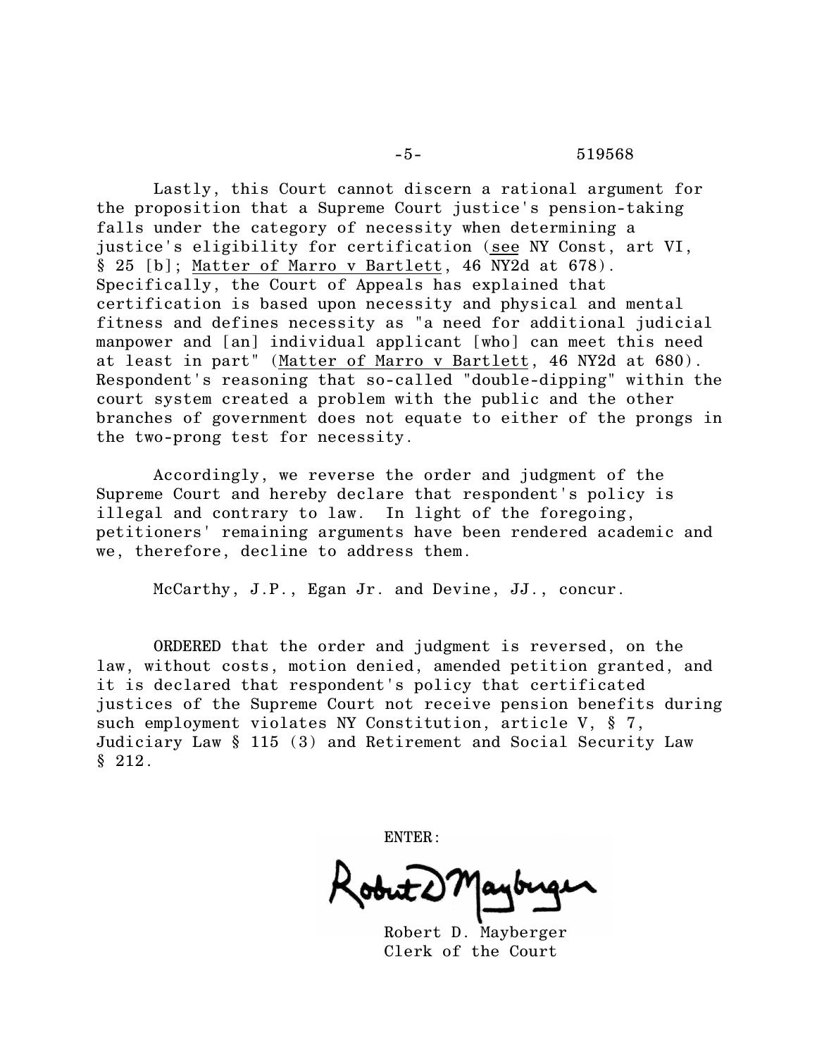Lastly, this Court cannot discern a rational argument for the proposition that a Supreme Court justice's pension-taking falls under the category of necessity when determining a justice's eligibility for certification (see NY Const, art VI, § 25 [b]; Matter of Marro v Bartlett, 46 NY2d at 678). Specifically, the Court of Appeals has explained that certification is based upon necessity and physical and mental fitness and defines necessity as "a need for additional judicial manpower and [an] individual applicant [who] can meet this need at least in part" (Matter of Marro v Bartlett, 46 NY2d at 680). Respondent's reasoning that so-called "double-dipping" within the court system created a problem with the public and the other branches of government does not equate to either of the prongs in the two-prong test for necessity.

Accordingly, we reverse the order and judgment of the Supreme Court and hereby declare that respondent's policy is illegal and contrary to law. In light of the foregoing, petitioners' remaining arguments have been rendered academic and we, therefore, decline to address them.

McCarthy, J.P., Egan Jr. and Devine, JJ., concur.

ORDERED that the order and judgment is reversed, on the law, without costs, motion denied, amended petition granted, and it is declared that respondent's policy that certificated justices of the Supreme Court not receive pension benefits during such employment violates NY Constitution, article V, § 7, Judiciary Law § 115 (3) and Retirement and Social Security Law § 212.

ENTER:

Robert D. Mayberger
Clerk of the Court